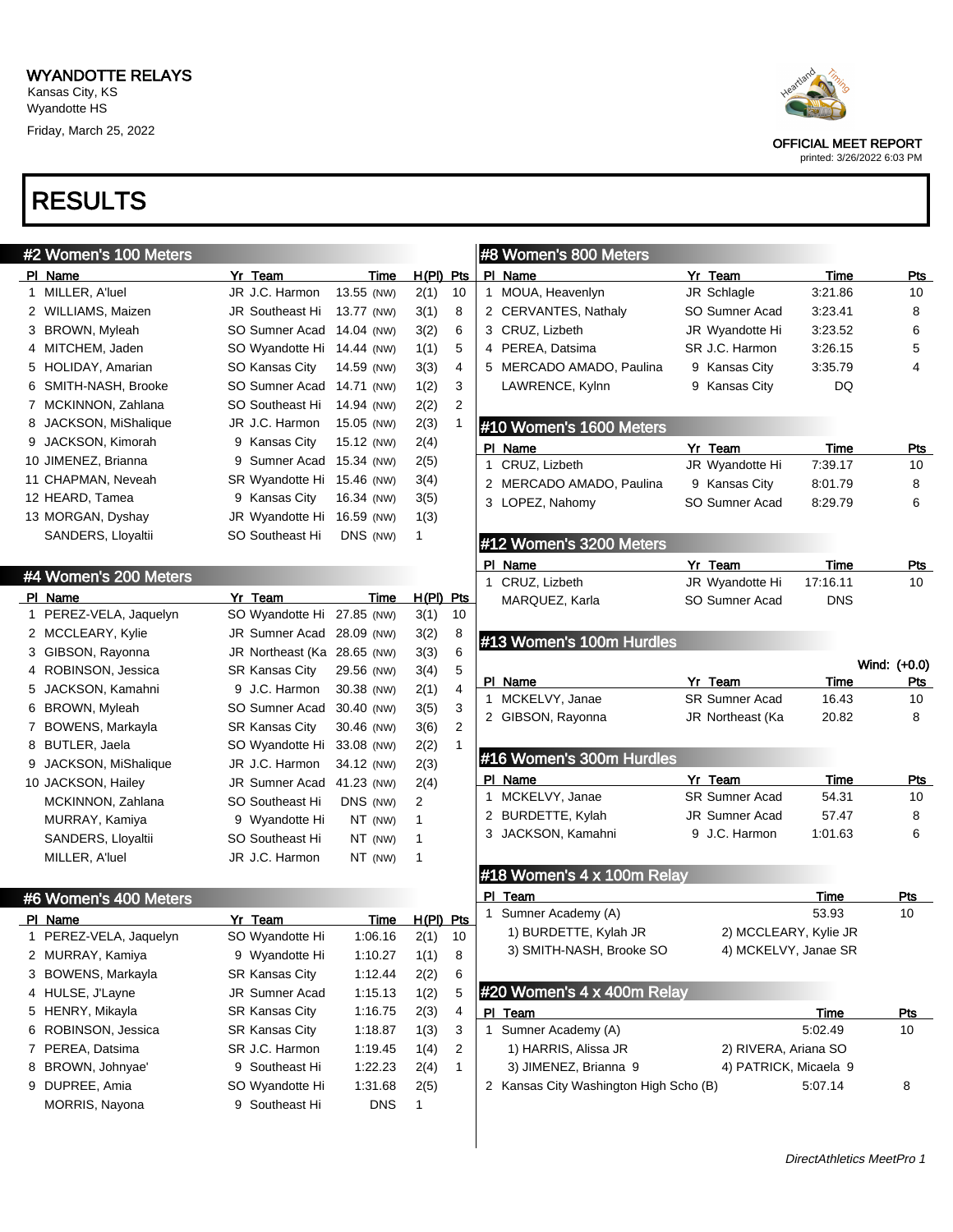# WYANDOTTE RELAYS

Kansas City, KS
Wyandotte HS
Friday, March 25, 2022

OFFICIAL MEET REPORT
printed: 3/26/2022 6:03 PM

# RESULTS

## #2 Women's 100 Meters

| Pl | Name | Yr | Team | Time | | H(Pl) | Pts |
|---|---|---|---|---|---|---|---|
| 1 | MILLER, A'luel | JR | J.C. Harmon | 13.55 | (NW) | 2(1) | 10 |
| 2 | WILLIAMS, Maizen | JR | Southeast Hi | 13.77 | (NW) | 3(1) | 8 |
| 3 | BROWN, Myleah | SO | Sumner Acad | 14.04 | (NW) | 3(2) | 6 |
| 4 | MITCHEM, Jaden | SO | Wyandotte Hi | 14.44 | (NW) | 1(1) | 5 |
| 5 | HOLIDAY, Amarian | SO | Kansas City | 14.59 | (NW) | 3(3) | 4 |
| 6 | SMITH-NASH, Brooke | SO | Sumner Acad | 14.71 | (NW) | 1(2) | 3 |
| 7 | MCKINNON, Zahlana | SO | Southeast Hi | 14.94 | (NW) | 2(2) | 2 |
| 8 | JACKSON, MiShalique | JR | J.C. Harmon | 15.05 | (NW) | 2(3) | 1 |
| 9 | JACKSON, Kimorah | 9 | Kansas City | 15.12 | (NW) | 2(4) | |
| 10 | JIMENEZ, Brianna | 9 | Sumner Acad | 15.34 | (NW) | 2(5) | |
| 11 | CHAPMAN, Neveah | SR | Wyandotte Hi | 15.46 | (NW) | 3(4) | |
| 12 | HEARD, Tamea | 9 | Kansas City | 16.34 | (NW) | 3(5) | |
| 13 | MORGAN, Dyshay | JR | Wyandotte Hi | 16.59 | (NW) | 1(3) | |
| | SANDERS, Lloyaltii | SO | Southeast Hi | DNS | (NW) | 1 | |

## #4 Women's 200 Meters

| Pl | Name | Yr | Team | Time | | H(Pl) | Pts |
|---|---|---|---|---|---|---|---|
| 1 | PEREZ-VELA, Jaquelyn | SO | Wyandotte Hi | 27.85 | (NW) | 3(1) | 10 |
| 2 | MCCLEARY, Kylie | JR | Sumner Acad | 28.09 | (NW) | 3(2) | 8 |
| 3 | GIBSON, Rayonna | JR | Northeast (Ka | 28.65 | (NW) | 3(3) | 6 |
| 4 | ROBINSON, Jessica | SR | Kansas City | 29.56 | (NW) | 3(4) | 5 |
| 5 | JACKSON, Kamahni | 9 | J.C. Harmon | 30.38 | (NW) | 2(1) | 4 |
| 6 | BROWN, Myleah | SO | Sumner Acad | 30.40 | (NW) | 3(5) | 3 |
| 7 | BOWENS, Markayla | SR | Kansas City | 30.46 | (NW) | 3(6) | 2 |
| 8 | BUTLER, Jaela | SO | Wyandotte Hi | 33.08 | (NW) | 2(2) | 1 |
| 9 | JACKSON, MiShalique | JR | J.C. Harmon | 34.12 | (NW) | 2(3) | |
| 10 | JACKSON, Hailey | JR | Sumner Acad | 41.23 | (NW) | 2(4) | |
| | MCKINNON, Zahlana | SO | Southeast Hi | DNS | (NW) | 2 | |
| | MURRAY, Kamiya | 9 | Wyandotte Hi | NT | (NW) | 1 | |
| | SANDERS, Lloyaltii | SO | Southeast Hi | NT | (NW) | 1 | |
| | MILLER, A'luel | JR | J.C. Harmon | NT | (NW) | 1 | |

## #6 Women's 400 Meters

| Pl | Name | Yr | Team | Time | H(Pl) | Pts |
|---|---|---|---|---|---|---|
| 1 | PEREZ-VELA, Jaquelyn | SO | Wyandotte Hi | 1:06.16 | 2(1) | 10 |
| 2 | MURRAY, Kamiya | 9 | Wyandotte Hi | 1:10.27 | 1(1) | 8 |
| 3 | BOWENS, Markayla | SR | Kansas City | 1:12.44 | 2(2) | 6 |
| 4 | HULSE, J'Layne | JR | Sumner Acad | 1:15.13 | 1(2) | 5 |
| 5 | HENRY, Mikayla | SR | Kansas City | 1:16.75 | 2(3) | 4 |
| 6 | ROBINSON, Jessica | SR | Kansas City | 1:18.87 | 1(3) | 3 |
| 7 | PEREA, Datsima | SR | J.C. Harmon | 1:19.45 | 1(4) | 2 |
| 8 | BROWN, Johnyae' | 9 | Southeast Hi | 1:22.23 | 2(4) | 1 |
| 9 | DUPREE, Amia | SO | Wyandotte Hi | 1:31.68 | 2(5) | |
| | MORRIS, Nayona | 9 | Southeast Hi | DNS | 1 | |

## #8 Women's 800 Meters

| Pl | Name | Yr | Team | Time | Pts |
|---|---|---|---|---|---|
| 1 | MOUA, Heavenlyn | JR | Schlagle | 3:21.86 | 10 |
| 2 | CERVANTES, Nathaly | SO | Sumner Acad | 3:23.41 | 8 |
| 3 | CRUZ, Lizbeth | JR | Wyandotte Hi | 3:23.52 | 6 |
| 4 | PEREA, Datsima | SR | J.C. Harmon | 3:26.15 | 5 |
| 5 | MERCADO AMADO, Paulina | 9 | Kansas City | 3:35.79 | 4 |
| | LAWRENCE, Kylnn | 9 | Kansas City | DQ | |

## #10 Women's 1600 Meters

| Pl | Name | Yr | Team | Time | Pts |
|---|---|---|---|---|---|
| 1 | CRUZ, Lizbeth | JR | Wyandotte Hi | 7:39.17 | 10 |
| 2 | MERCADO AMADO, Paulina | 9 | Kansas City | 8:01.79 | 8 |
| 3 | LOPEZ, Nahomy | SO | Sumner Acad | 8:29.79 | 6 |

## #12 Women's 3200 Meters

| Pl | Name | Yr | Team | Time | Pts |
|---|---|---|---|---|---|
| 1 | CRUZ, Lizbeth | JR | Wyandotte Hi | 17:16.11 | 10 |
| | MARQUEZ, Karla | SO | Sumner Acad | DNS | |

## #13 Women's 100m Hurdles

Wind: (+0.0)

| Pl | Name | Yr | Team | Time | Pts |
|---|---|---|---|---|---|
| 1 | MCKELVY, Janae | SR | Sumner Acad | 16.43 | 10 |
| 2 | GIBSON, Rayonna | JR | Northeast (Ka | 20.82 | 8 |

## #16 Women's 300m Hurdles

| Pl | Name | Yr | Team | Time | Pts |
|---|---|---|---|---|---|
| 1 | MCKELVY, Janae | SR | Sumner Acad | 54.31 | 10 |
| 2 | BURDETTE, Kylah | JR | Sumner Acad | 57.47 | 8 |
| 3 | JACKSON, Kamahni | 9 | J.C. Harmon | 1:01.63 | 6 |

## #18 Women's 4 x 100m Relay

| Pl | Team | Time | Pts |
|---|---|---|---|
| 1 | Sumner Academy (A) | 53.93 | 10 |

1) BURDETTE, Kylah JR 2) MCCLEARY, Kylie JR
3) SMITH-NASH, Brooke SO 4) MCKELVY, Janae SR

## #20 Women's 4 x 400m Relay

| Pl | Team | Time | Pts |
|---|---|---|---|
| 1 | Sumner Academy (A) | 5:02.49 | 10 |
| 2 | Kansas City Washington High Scho (B) | 5:07.14 | 8 |

Sumner Academy (A): 1) HARRIS, Alissa JR 2) RIVERA, Ariana SO 3) JIMENEZ, Brianna 9 4) PATRICK, Micaela 9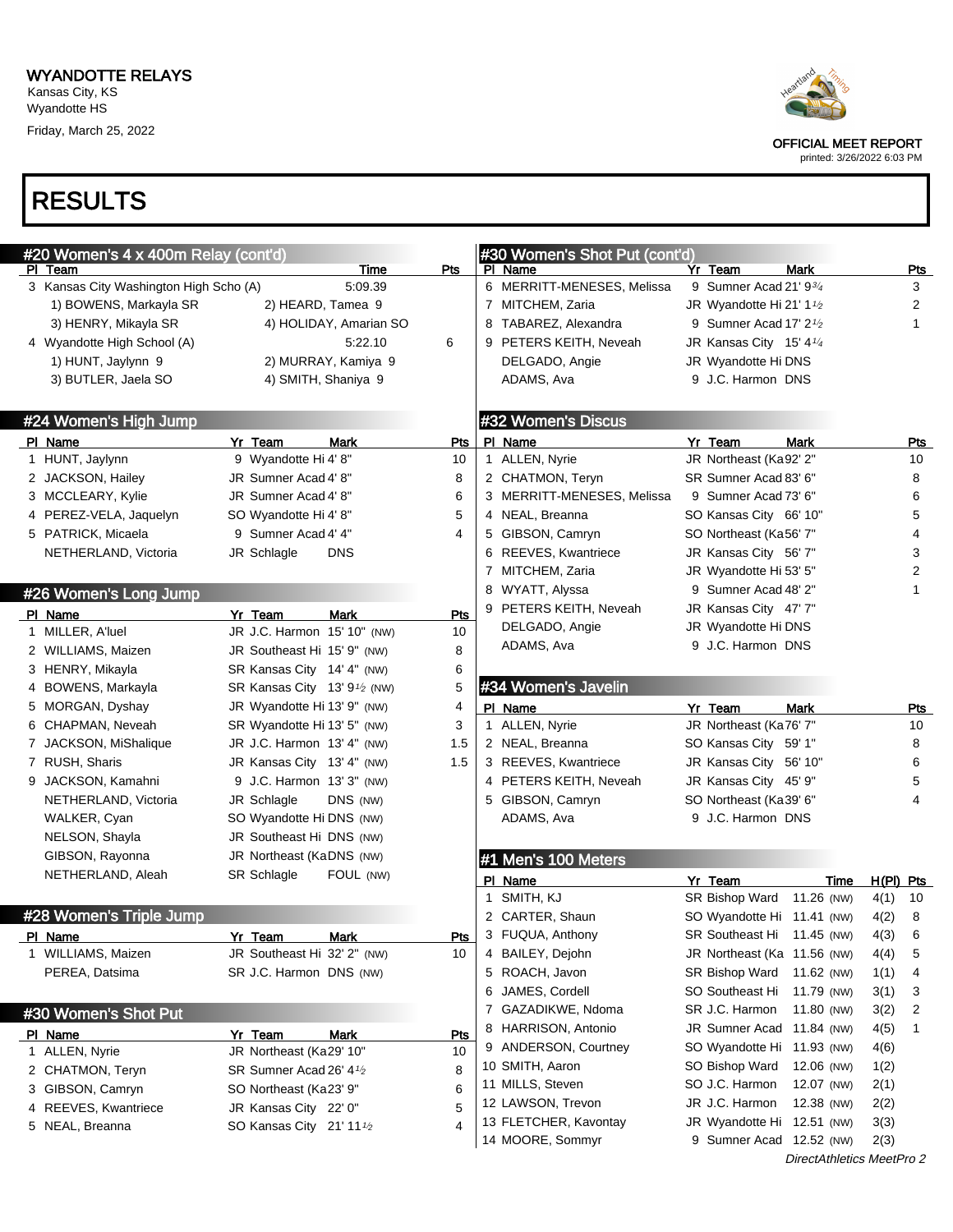# WYANDOTTE RELAYS

Kansas City, KS
Wyandotte HS
Friday, March 25, 2022

OFFICIAL MEET REPORT
printed: 3/26/2022 6:03 PM

# RESULTS

## #20 Women's 4 x 400m Relay (cont'd)

| Pl | Team | Time | Pts |
|---|---|---|---|
| 3 | Kansas City Washington High Scho (A) | 5:09.39 | |
| | 1) BOWENS, Markayla SR; 2) HEARD, Tamea 9; 3) HENRY, Mikayla SR; 4) HOLIDAY, Amarian SO | | |
| 4 | Wyandotte High School (A) | 5:22.10 | 6 |
| | 1) HUNT, Jaylynn 9; 2) MURRAY, Kamiya 9; 3) BUTLER, Jaela SO; 4) SMITH, Shaniya 9 | | |

## #24 Women's High Jump

| Pl | Name | Yr | Team | Mark | Pts |
|---|---|---|---|---|---|
| 1 | HUNT, Jaylynn | 9 | Wyandotte Hi | 4' 8" | 10 |
| 2 | JACKSON, Hailey | JR | Sumner Acad | 4' 8" | 8 |
| 3 | MCCLEARY, Kylie | JR | Sumner Acad | 4' 8" | 6 |
| 4 | PEREZ-VELA, Jaquelyn | SO | Wyandotte Hi | 4' 8" | 5 |
| 5 | PATRICK, Micaela | 9 | Sumner Acad | 4' 4" | 4 |
| | NETHERLAND, Victoria | JR | Schlagle | DNS | |

## #26 Women's Long Jump

| Pl | Name | Yr | Team | Mark | Pts |
|---|---|---|---|---|---|
| 1 | MILLER, A'luel | JR | J.C. Harmon | 15' 10" (NW) | 10 |
| 2 | WILLIAMS, Maizen | JR | Southeast Hi | 15' 9" (NW) | 8 |
| 3 | HENRY, Mikayla | SR | Kansas City | 14' 4" (NW) | 6 |
| 4 | BOWENS, Markayla | SR | Kansas City | 13' 9½ (NW) | 5 |
| 5 | MORGAN, Dyshay | JR | Wyandotte Hi | 13' 9" (NW) | 4 |
| 6 | CHAPMAN, Neveah | SR | Wyandotte Hi | 13' 5" (NW) | 3 |
| 7 | JACKSON, MiShalique | JR | J.C. Harmon | 13' 4" (NW) | 1.5 |
| 7 | RUSH, Sharis | JR | Kansas City | 13' 4" (NW) | 1.5 |
| 9 | JACKSON, Kamahni | 9 | J.C. Harmon | 13' 3" (NW) | |
| | NETHERLAND, Victoria | JR | Schlagle | DNS (NW) | |
| | WALKER, Cyan | SO | Wyandotte Hi | DNS (NW) | |
| | NELSON, Shayla | JR | Southeast Hi | DNS (NW) | |
| | GIBSON, Rayonna | JR | Northeast (Ka | DNS (NW) | |
| | NETHERLAND, Aleah | SR | Schlagle | FOUL (NW) | |

## #28 Women's Triple Jump

| Pl | Name | Yr | Team | Mark | Pts |
|---|---|---|---|---|---|
| 1 | WILLIAMS, Maizen | JR | Southeast Hi | 32' 2" (NW) | 10 |
| | PEREA, Datsima | SR | J.C. Harmon | DNS (NW) | |

## #30 Women's Shot Put

| Pl | Name | Yr | Team | Mark | Pts |
|---|---|---|---|---|---|
| 1 | ALLEN, Nyrie | JR | Northeast (Ka | 29' 10" | 10 |
| 2 | CHATMON, Teryn | SR | Sumner Acad | 26' 4½ | 8 |
| 3 | GIBSON, Camryn | SO | Northeast (Ka | 23' 9" | 6 |
| 4 | REEVES, Kwantriece | JR | Kansas City | 22' 0" | 5 |
| 5 | NEAL, Breanna | SO | Kansas City | 21' 11½ | 4 |
| 6 | MERRITT-MENESES, Melissa | 9 | Sumner Acad | 21' 9¾ | 3 |
| 7 | MITCHEM, Zaria | JR | Wyandotte Hi | 21' 1½ | 2 |
| 8 | TABAREZ, Alexandra | 9 | Sumner Acad | 17' 2½ | 1 |
| 9 | PETERS KEITH, Neveah | JR | Kansas City | 15' 4¼ | |
| | DELGADO, Angie | JR | Wyandotte Hi | DNS | |
| | ADAMS, Ava | 9 | J.C. Harmon | DNS | |

## #32 Women's Discus

| Pl | Name | Yr | Team | Mark | Pts |
|---|---|---|---|---|---|
| 1 | ALLEN, Nyrie | JR | Northeast (Ka | 92' 2" | 10 |
| 2 | CHATMON, Teryn | SR | Sumner Acad | 83' 6" | 8 |
| 3 | MERRITT-MENESES, Melissa | 9 | Sumner Acad | 73' 6" | 6 |
| 4 | NEAL, Breanna | SO | Kansas City | 66' 10" | 5 |
| 5 | GIBSON, Camryn | SO | Northeast (Ka | 56' 7" | 4 |
| 6 | REEVES, Kwantriece | JR | Kansas City | 56' 7" | 3 |
| 7 | MITCHEM, Zaria | JR | Wyandotte Hi | 53' 5" | 2 |
| 8 | WYATT, Alyssa | 9 | Sumner Acad | 48' 2" | 1 |
| 9 | PETERS KEITH, Neveah | JR | Kansas City | 47' 7" | |
| | DELGADO, Angie | JR | Wyandotte Hi | DNS | |
| | ADAMS, Ava | 9 | J.C. Harmon | DNS | |

## #34 Women's Javelin

| Pl | Name | Yr | Team | Mark | Pts |
|---|---|---|---|---|---|
| 1 | ALLEN, Nyrie | JR | Northeast (Ka | 76' 7" | 10 |
| 2 | NEAL, Breanna | SO | Kansas City | 59' 1" | 8 |
| 3 | REEVES, Kwantriece | JR | Kansas City | 56' 10" | 6 |
| 4 | PETERS KEITH, Neveah | JR | Kansas City | 45' 9" | 5 |
| 5 | GIBSON, Camryn | SO | Northeast (Ka | 39' 6" | 4 |
| | ADAMS, Ava | 9 | J.C. Harmon | DNS | |

## #1 Men's 100 Meters

| Pl | Name | Yr | Team | Time | H(Pl) | Pts |
|---|---|---|---|---|---|---|
| 1 | SMITH, KJ | SR | Bishop Ward | 11.26 (NW) | 4(1) | 10 |
| 2 | CARTER, Shaun | SO | Wyandotte Hi | 11.41 (NW) | 4(2) | 8 |
| 3 | FUQUA, Anthony | SR | Southeast Hi | 11.45 (NW) | 4(3) | 6 |
| 4 | BAILEY, Dejohn | JR | Northeast (Ka | 11.56 (NW) | 4(4) | 5 |
| 5 | ROACH, Javon | SR | Bishop Ward | 11.62 (NW) | 1(1) | 4 |
| 6 | JAMES, Cordell | SO | Southeast Hi | 11.79 (NW) | 3(1) | 3 |
| 7 | GAZADIKWE, Ndoma | SR | J.C. Harmon | 11.80 (NW) | 3(2) | 2 |
| 8 | HARRISON, Antonio | JR | Sumner Acad | 11.84 (NW) | 4(5) | 1 |
| 9 | ANDERSON, Courtney | SO | Wyandotte Hi | 11.93 (NW) | 4(6) | |
| 10 | SMITH, Aaron | SO | Bishop Ward | 12.06 (NW) | 1(2) | |
| 11 | MILLS, Steven | SO | J.C. Harmon | 12.07 (NW) | 2(1) | |
| 12 | LAWSON, Trevon | JR | J.C. Harmon | 12.38 (NW) | 2(2) | |
| 13 | FLETCHER, Kavontay | JR | Wyandotte Hi | 12.51 (NW) | 3(3) | |
| 14 | MOORE, Sommyr | 9 | Sumner Acad | 12.52 (NW) | 2(3) | |

DirectAthletics MeetPro 2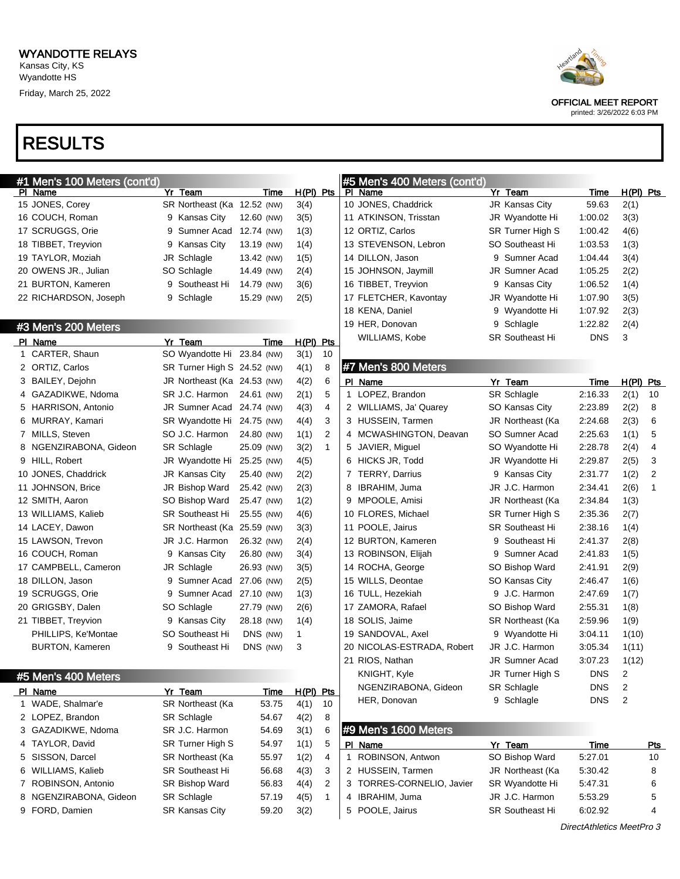# RESULTS

## #1 Men's 100 Meters (cont'd)

| Pl | Name | Yr | Team | Time | H(Pl) | Pts |
|---|---|---|---|---|---|---|
| 15 | JONES, Corey | SR | Northeast (Ka | 12.52 (NW) | 3(4) | |
| 16 | COUCH, Roman | 9 | Kansas City | 12.60 (NW) | 3(5) | |
| 17 | SCRUGGS, Orie | 9 | Sumner Acad | 12.74 (NW) | 1(3) | |
| 18 | TIBBET, Treyvion | 9 | Kansas City | 13.19 (NW) | 1(4) | |
| 19 | TAYLOR, Moziah | JR | Schlagle | 13.42 (NW) | 1(5) | |
| 20 | OWENS JR., Julian | SO | Schlagle | 14.49 (NW) | 2(4) | |
| 21 | BURTON, Kameren | 9 | Southeast Hi | 14.79 (NW) | 3(6) | |
| 22 | RICHARDSON, Joseph | 9 | Schlagle | 15.29 (NW) | 2(5) | |

## #3 Men's 200 Meters

| Pl | Name | Yr | Team | Time | H(Pl) | Pts |
|---|---|---|---|---|---|---|
| 1 | CARTER, Shaun | SO | Wyandotte Hi | 23.84 (NW) | 3(1) | 10 |
| 2 | ORTIZ, Carlos | SR | Turner High S | 24.52 (NW) | 4(1) | 8 |
| 3 | BAILEY, Dejohn | JR | Northeast (Ka | 24.53 (NW) | 4(2) | 6 |
| 4 | GAZADIKWE, Ndoma | SR | J.C. Harmon | 24.61 (NW) | 2(1) | 5 |
| 5 | HARRISON, Antonio | JR | Sumner Acad | 24.74 (NW) | 4(3) | 4 |
| 6 | MURRAY, Kamari | SR | Wyandotte Hi | 24.75 (NW) | 4(4) | 3 |
| 7 | MILLS, Steven | SO | J.C. Harmon | 24.80 (NW) | 1(1) | 2 |
| 8 | NGENZIRABONA, Gideon | SR | Schlagle | 25.09 (NW) | 3(2) | 1 |
| 9 | HILL, Robert | JR | Wyandotte Hi | 25.25 (NW) | 4(5) | |
| 10 | JONES, Chaddrick | JR | Kansas City | 25.40 (NW) | 2(2) | |
| 11 | JOHNSON, Brice | JR | Bishop Ward | 25.42 (NW) | 2(3) | |
| 12 | SMITH, Aaron | SO | Bishop Ward | 25.47 (NW) | 1(2) | |
| 13 | WILLIAMS, Kalieb | SR | Southeast Hi | 25.55 (NW) | 4(6) | |
| 14 | LACEY, Dawon | SR | Northeast (Ka | 25.59 (NW) | 3(3) | |
| 15 | LAWSON, Trevon | JR | J.C. Harmon | 26.32 (NW) | 2(4) | |
| 16 | COUCH, Roman | 9 | Kansas City | 26.80 (NW) | 3(4) | |
| 17 | CAMPBELL, Cameron | JR | Schlagle | 26.93 (NW) | 3(5) | |
| 18 | DILLON, Jason | 9 | Sumner Acad | 27.06 (NW) | 2(5) | |
| 19 | SCRUGGS, Orie | 9 | Sumner Acad | 27.10 (NW) | 1(3) | |
| 20 | GRIGSBY, Dalen | SO | Schlagle | 27.79 (NW) | 2(6) | |
| 21 | TIBBET, Treyvion | 9 | Kansas City | 28.18 (NW) | 1(4) | |
| | PHILLIPS, Ke'Montae | SO | Southeast Hi | DNS (NW) | 1 | |
| | BURTON, Kameren | 9 | Southeast Hi | DNS (NW) | 3 | |

## #5 Men's 400 Meters

| Pl | Name | Yr | Team | Time | H(Pl) | Pts |
|---|---|---|---|---|---|---|
| 1 | WADE, Shalmar'e | SR | Northeast (Ka | 53.75 | 4(1) | 10 |
| 2 | LOPEZ, Brandon | SR | Schlagle | 54.67 | 4(2) | 8 |
| 3 | GAZADIKWE, Ndoma | SR | J.C. Harmon | 54.69 | 3(1) | 6 |
| 4 | TAYLOR, David | SR | Turner High S | 54.97 | 1(1) | 5 |
| 5 | SISSON, Darcel | SR | Northeast (Ka | 55.97 | 1(2) | 4 |
| 6 | WILLIAMS, Kalieb | SR | Southeast Hi | 56.68 | 4(3) | 3 |
| 7 | ROBINSON, Antonio | SR | Bishop Ward | 56.83 | 4(4) | 2 |
| 8 | NGENZIRABONA, Gideon | SR | Schlagle | 57.19 | 4(5) | 1 |
| 9 | FORD, Damien | SR | Kansas City | 59.20 | 3(2) | |
| 10 | JONES, Chaddrick | JR | Kansas City | 59.63 | 2(1) | |
| 11 | ATKINSON, Trisstan | JR | Wyandotte Hi | 1:00.02 | 3(3) | |
| 12 | ORTIZ, Carlos | SR | Turner High S | 1:00.42 | 4(6) | |
| 13 | STEVENSON, Lebron | SO | Southeast Hi | 1:03.53 | 1(3) | |
| 14 | DILLON, Jason | 9 | Sumner Acad | 1:04.44 | 3(4) | |
| 15 | JOHNSON, Jaymill | JR | Sumner Acad | 1:05.25 | 2(2) | |
| 16 | TIBBET, Treyvion | 9 | Kansas City | 1:06.52 | 1(4) | |
| 17 | FLETCHER, Kavontay | JR | Wyandotte Hi | 1:07.90 | 3(5) | |
| 18 | KENA, Daniel | 9 | Wyandotte Hi | 1:07.92 | 2(3) | |
| 19 | HER, Donovan | 9 | Schlagle | 1:22.82 | 2(4) | |
| | WILLIAMS, Kobe | SR | Southeast Hi | DNS | 3 | |

## #7 Men's 800 Meters

| Pl | Name | Yr | Team | Time | H(Pl) | Pts |
|---|---|---|---|---|---|---|
| 1 | LOPEZ, Brandon | SR | Schlagle | 2:16.33 | 2(1) | 10 |
| 2 | WILLIAMS, Ja' Quarey | SO | Kansas City | 2:23.89 | 2(2) | 8 |
| 3 | HUSSEIN, Tarmen | JR | Northeast (Ka | 2:24.68 | 2(3) | 6 |
| 4 | MCWASHINGTON, Deavan | SO | Sumner Acad | 2:25.63 | 1(1) | 5 |
| 5 | JAVIER, Miguel | SO | Wyandotte Hi | 2:28.78 | 2(4) | 4 |
| 6 | HICKS JR, Todd | JR | Wyandotte Hi | 2:29.87 | 2(5) | 3 |
| 7 | TERRY, Darrius | 9 | Kansas City | 2:31.77 | 1(2) | 2 |
| 8 | IBRAHIM, Juma | JR | J.C. Harmon | 2:34.41 | 2(6) | 1 |
| 9 | MPOOLE, Amisi | JR | Northeast (Ka | 2:34.84 | 1(3) | |
| 10 | FLORES, Michael | SR | Turner High S | 2:35.36 | 2(7) | |
| 11 | POOLE, Jairus | SR | Southeast Hi | 2:38.16 | 1(4) | |
| 12 | BURTON, Kameren | 9 | Southeast Hi | 2:41.37 | 2(8) | |
| 13 | ROBINSON, Elijah | 9 | Sumner Acad | 2:41.83 | 1(5) | |
| 14 | ROCHA, George | SO | Bishop Ward | 2:41.91 | 2(9) | |
| 15 | WILLS, Deontae | SO | Kansas City | 2:46.47 | 1(6) | |
| 16 | TULL, Hezekiah | 9 | J.C. Harmon | 2:47.69 | 1(7) | |
| 17 | ZAMORA, Rafael | SO | Bishop Ward | 2:55.31 | 1(8) | |
| 18 | SOLIS, Jaime | SR | Northeast (Ka | 2:59.96 | 1(9) | |
| 19 | SANDOVAL, Axel | 9 | Wyandotte Hi | 3:04.11 | 1(10) | |
| 20 | NICOLAS-ESTRADA, Robert | JR | J.C. Harmon | 3:05.34 | 1(11) | |
| 21 | RIOS, Nathan | JR | Sumner Acad | 3:07.23 | 1(12) | |
| | KNIGHT, Kyle | JR | Turner High S | DNS | 2 | |
| | NGENZIRABONA, Gideon | SR | Schlagle | DNS | 2 | |
| | HER, Donovan | 9 | Schlagle | DNS | 2 | |

## #9 Men's 1600 Meters

| Pl | Name | Yr | Team | Time | Pts |
|---|---|---|---|---|---|
| 1 | ROBINSON, Antwon | SO | Bishop Ward | 5:27.01 | 10 |
| 2 | HUSSEIN, Tarmen | JR | Northeast (Ka | 5:30.42 | 8 |
| 3 | TORRES-CORNELIO, Javier | SR | Wyandotte Hi | 5:47.31 | 6 |
| 4 | IBRAHIM, Juma | JR | J.C. Harmon | 5:53.29 | 5 |
| 5 | POOLE, Jairus | SR | Southeast Hi | 6:02.92 | 4 |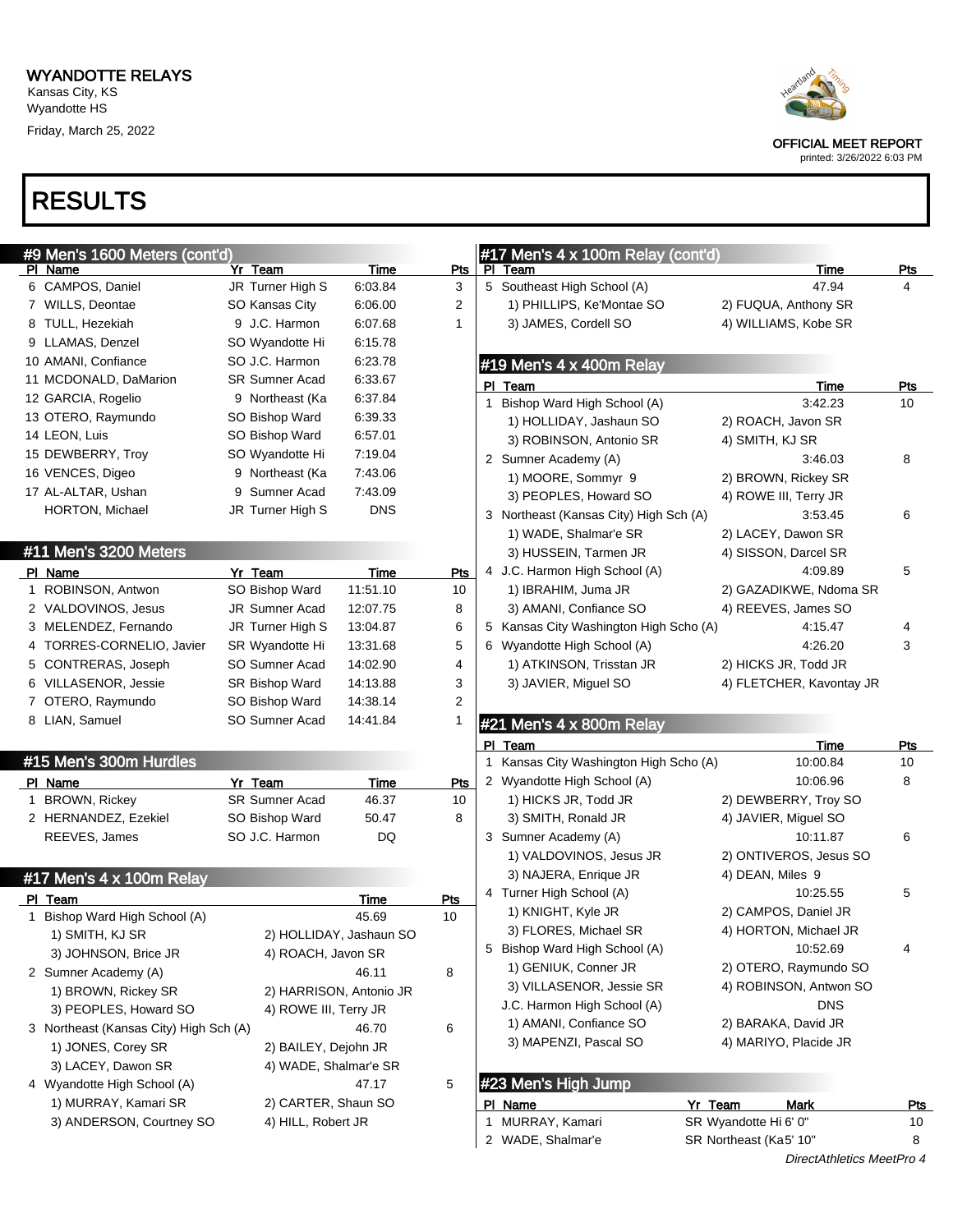# WYANDOTTE RELAYS

Kansas City, KS
Wyandotte HS
Friday, March 25, 2022

OFFICIAL MEET REPORT
printed: 3/26/2022 6:03 PM

# RESULTS

## #9 Men's 1600 Meters (cont'd)

| Pl | Name | Yr | Team | Time | Pts |
|---|---|---|---|---|---|
| 6 | CAMPOS, Daniel | JR | Turner High S | 6:03.84 | 3 |
| 7 | WILLS, Deontae | SO | Kansas City | 6:06.00 | 2 |
| 8 | TULL, Hezekiah | 9 | J.C. Harmon | 6:07.68 | 1 |
| 9 | LLAMAS, Denzel | SO | Wyandotte Hi | 6:15.78 | |
| 10 | AMANI, Confiance | SO | J.C. Harmon | 6:23.78 | |
| 11 | MCDONALD, DaMarion | SR | Sumner Acad | 6:33.67 | |
| 12 | GARCIA, Rogelio | 9 | Northeast (Ka | 6:37.84 | |
| 13 | OTERO, Raymundo | SO | Bishop Ward | 6:39.33 | |
| 14 | LEON, Luis | SO | Bishop Ward | 6:57.01 | |
| 15 | DEWBERRY, Troy | SO | Wyandotte Hi | 7:19.04 | |
| 16 | VENCES, Digeo | 9 | Northeast (Ka | 7:43.06 | |
| 17 | AL-ALTAR, Ushan | 9 | Sumner Acad | 7:43.09 | |
| | HORTON, Michael | JR | Turner High S | DNS | |

## #11 Men's 3200 Meters

| Pl | Name | Yr | Team | Time | Pts |
|---|---|---|---|---|---|
| 1 | ROBINSON, Antwon | SO | Bishop Ward | 11:51.10 | 10 |
| 2 | VALDOVINOS, Jesus | JR | Sumner Acad | 12:07.75 | 8 |
| 3 | MELENDEZ, Fernando | JR | Turner High S | 13:04.87 | 6 |
| 4 | TORRES-CORNELIO, Javier | SR | Wyandotte Hi | 13:31.68 | 5 |
| 5 | CONTRERAS, Joseph | SO | Sumner Acad | 14:02.90 | 4 |
| 6 | VILLASENOR, Jessie | SR | Bishop Ward | 14:13.88 | 3 |
| 7 | OTERO, Raymundo | SO | Bishop Ward | 14:38.14 | 2 |
| 8 | LIAN, Samuel | SO | Sumner Acad | 14:41.84 | 1 |

## #15 Men's 300m Hurdles

| Pl | Name | Yr | Team | Time | Pts |
|---|---|---|---|---|---|
| 1 | BROWN, Rickey | SR | Sumner Acad | 46.37 | 10 |
| 2 | HERNANDEZ, Ezekiel | SO | Bishop Ward | 50.47 | 8 |
| | REEVES, James | SO | J.C. Harmon | DQ | |

## #17 Men's 4 x 100m Relay

| Pl | Team | Time | Pts |
|---|---|---|---|
| 1 | Bishop Ward High School (A) | 45.69 | 10 |
| | 1) SMITH, KJ SR; 2) HOLLIDAY, Jashaun SO; 3) JOHNSON, Brice JR; 4) ROACH, Javon SR | | |
| 2 | Sumner Academy (A) | 46.11 | 8 |
| | 1) BROWN, Rickey SR; 2) HARRISON, Antonio JR; 3) PEOPLES, Howard SO; 4) ROWE III, Terry JR | | |
| 3 | Northeast (Kansas City) High Sch (A) | 46.70 | 6 |
| | 1) JONES, Corey SR; 2) BAILEY, Dejohn JR; 3) LACEY, Dawon SR; 4) WADE, Shalmar'e SR | | |
| 4 | Wyandotte High School (A) | 47.17 | 5 |
| | 1) MURRAY, Kamari SR; 2) CARTER, Shaun SO; 3) ANDERSON, Courtney SO; 4) HILL, Robert JR | | |
| 5 | Southeast High School (A) | 47.94 | 4 |
| | 1) PHILLIPS, Ke'Montae SO; 2) FUQUA, Anthony SR; 3) JAMES, Cordell SO; 4) WILLIAMS, Kobe SR | | |

## #19 Men's 4 x 400m Relay

| Pl | Team | Time | Pts |
|---|---|---|---|
| 1 | Bishop Ward High School (A) | 3:42.23 | 10 |
| | 1) HOLLIDAY, Jashaun SO; 2) ROACH, Javon SR; 3) ROBINSON, Antonio SR; 4) SMITH, KJ SR | | |
| 2 | Sumner Academy (A) | 3:46.03 | 8 |
| | 1) MOORE, Sommyr 9; 2) BROWN, Rickey SR; 3) PEOPLES, Howard SO; 4) ROWE III, Terry JR | | |
| 3 | Northeast (Kansas City) High Sch (A) | 3:53.45 | 6 |
| | 1) WADE, Shalmar'e SR; 2) LACEY, Dawon SR; 3) HUSSEIN, Tarmen JR; 4) SISSON, Darcel SR | | |
| 4 | J.C. Harmon High School (A) | 4:09.89 | 5 |
| | 1) IBRAHIM, Juma JR; 2) GAZADIKWE, Ndoma SR; 3) AMANI, Confiance SO; 4) REEVES, James SO | | |
| 5 | Kansas City Washington High Scho (A) | 4:15.47 | 4 |
| 6 | Wyandotte High School (A) | 4:26.20 | 3 |
| | 1) ATKINSON, Trisstan JR; 2) HICKS JR, Todd JR; 3) JAVIER, Miguel SO; 4) FLETCHER, Kavontay JR | | |

## #21 Men's 4 x 800m Relay

| Pl | Team | Time | Pts |
|---|---|---|---|
| 1 | Kansas City Washington High Scho (A) | 10:00.84 | 10 |
| 2 | Wyandotte High School (A) | 10:06.96 | 8 |
| | 1) HICKS JR, Todd JR; 2) DEWBERRY, Troy SO; 3) SMITH, Ronald JR; 4) JAVIER, Miguel SO | | |
| 3 | Sumner Academy (A) | 10:11.87 | 6 |
| | 1) VALDOVINOS, Jesus JR; 2) ONTIVEROS, Jesus SO; 3) NAJERA, Enrique JR; 4) DEAN, Miles 9 | | |
| 4 | Turner High School (A) | 10:25.55 | 5 |
| | 1) KNIGHT, Kyle JR; 2) CAMPOS, Daniel JR; 3) FLORES, Michael SR; 4) HORTON, Michael JR | | |
| 5 | Bishop Ward High School (A) | 10:52.69 | 4 |
| | 1) GENIUK, Conner JR; 2) OTERO, Raymundo SO; 3) VILLASENOR, Jessie SR; 4) ROBINSON, Antwon SO | | |
| | J.C. Harmon High School (A) | DNS | |
| | 1) AMANI, Confiance SO; 2) BARAKA, David JR; 3) MAPENZI, Pascal SO; 4) MARIYO, Placide JR | | |

## #23 Men's High Jump

| Pl | Name | Yr | Team | Mark | Pts |
|---|---|---|---|---|---|
| 1 | MURRAY, Kamari | SR | Wyandotte Hi | 6' 0" | 10 |
| 2 | WADE, Shalmar'e | SR | Northeast (Ka | 5' 10" | 8 |

*DirectAthletics MeetPro 4*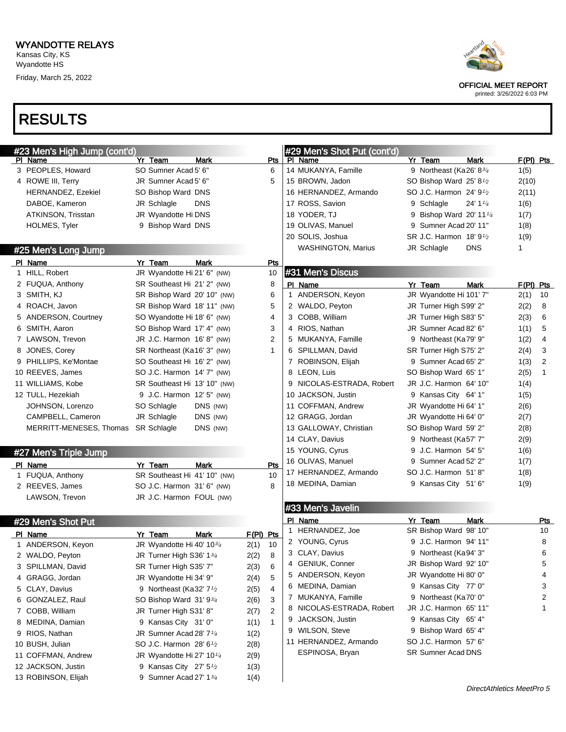WYANDOTTE RELAYS
Kansas City, KS
Wyandotte HS
Friday, March 25, 2022

OFFICIAL MEET REPORT
printed: 3/26/2022 6:03 PM

# RESULTS

## #23 Men's High Jump (cont'd)

| Pl | Name | Yr | Team | Mark | Pts |
|---|---|---|---|---|---|
| 3 | PEOPLES, Howard | SO | Sumner Acad | 5' 6" | 6 |
| 4 | ROWE III, Terry | JR | Sumner Acad | 5' 6" | 5 |
| | HERNANDEZ, Ezekiel | SO | Bishop Ward | DNS | |
| | DABOE, Kameron | JR | Schlagle | DNS | |
| | ATKINSON, Trisstan | JR | Wyandotte Hi | DNS | |
| | HOLMES, Tyler | 9 | Bishop Ward | DNS | |

## #25 Men's Long Jump

| Pl | Name | Yr | Team | Mark | Pts |
|---|---|---|---|---|---|
| 1 | HILL, Robert | JR | Wyandotte Hi | 21' 6" (NW) | 10 |
| 2 | FUQUA, Anthony | SR | Southeast Hi | 21' 2" (NW) | 8 |
| 3 | SMITH, KJ | SR | Bishop Ward | 20' 10" (NW) | 6 |
| 4 | ROACH, Javon | SR | Bishop Ward | 18' 11" (NW) | 5 |
| 5 | ANDERSON, Courtney | SO | Wyandotte Hi | 18' 6" (NW) | 4 |
| 6 | SMITH, Aaron | SO | Bishop Ward | 17' 4" (NW) | 3 |
| 7 | LAWSON, Trevon | JR | J.C. Harmon | 16' 8" (NW) | 2 |
| 8 | JONES, Corey | SR | Northeast (Ka | 16' 3" (NW) | 1 |
| 9 | PHILLIPS, Ke'Montae | SO | Southeast Hi | 16' 2" (NW) | |
| 10 | REEVES, James | SO | J.C. Harmon | 14' 7" (NW) | |
| 11 | WILLIAMS, Kobe | SR | Southeast Hi | 13' 10" (NW) | |
| 12 | TULL, Hezekiah | 9 | J.C. Harmon | 12' 5" (NW) | |
| | JOHNSON, Lorenzo | SO | Schlagle | DNS (NW) | |
| | CAMPBELL, Cameron | JR | Schlagle | DNS (NW) | |
| | MERRITT-MENESES, Thomas | SR | Schlagle | DNS (NW) | |

## #27 Men's Triple Jump

| Pl | Name | Yr | Team | Mark | Pts |
|---|---|---|---|---|---|
| 1 | FUQUA, Anthony | SR | Southeast Hi | 41' 10" (NW) | 10 |
| 2 | REEVES, James | SO | J.C. Harmon | 31' 6" (NW) | 8 |
| | LAWSON, Trevon | JR | J.C. Harmon | FOUL (NW) | |

## #29 Men's Shot Put

| Pl | Name | Yr | Team | Mark | F(Pl) | Pts |
|---|---|---|---|---|---|---|
| 1 | ANDERSON, Keyon | JR | Wyandotte Hi | 40' 10¾ | 2(1) | 10 |
| 2 | WALDO, Peyton | JR | Turner High S | 36' 1¾ | 2(2) | 8 |
| 3 | SPILLMAN, David | SR | Turner High S | 35' 7" | 2(3) | 6 |
| 4 | GRAGG, Jordan | JR | Wyandotte Hi | 34' 9" | 2(4) | 5 |
| 5 | CLAY, Davius | 9 | Northeast (Ka | 32' 7½ | 2(5) | 4 |
| 6 | GONZALEZ, Raul | SO | Bishop Ward | 31' 9¾ | 2(6) | 3 |
| 7 | COBB, William | JR | Turner High S | 31' 8" | 2(7) | 2 |
| 8 | MEDINA, Damian | 9 | Kansas City | 31' 0" | 1(1) | 1 |
| 9 | RIOS, Nathan | JR | Sumner Acad | 28' 7¼ | 1(2) | |
| 10 | BUSH, Julian | SO | J.C. Harmon | 28' 6½ | 2(8) | |
| 11 | COFFMAN, Andrew | JR | Wyandotte Hi | 27' 10¼ | 2(9) | |
| 12 | JACKSON, Justin | 9 | Kansas City | 27' 5½ | 1(3) | |
| 13 | ROBINSON, Elijah | 9 | Sumner Acad | 27' 1¾ | 1(4) | |
| 14 | MUKANYA, Famille | 9 | Northeast (Ka | 26' 8¾ | 1(5) | |
| 15 | BROWN, Jadon | SO | Bishop Ward | 25' 8½ | 2(10) | |
| 16 | HERNANDEZ, Armando | SO | J.C. Harmon | 24' 9½ | 2(11) | |
| 17 | ROSS, Savion | 9 | Schlagle | 24' 1¼ | 1(6) | |
| 18 | YODER, TJ | 9 | Bishop Ward | 20' 11¼ | 1(7) | |
| 19 | OLIVAS, Manuel | 9 | Sumner Acad | 20' 11" | 1(8) | |
| 20 | SOLIS, Joshua | SR | J.C. Harmon | 18' 9½ | 1(9) | |
| | WASHINGTON, Marius | JR | Schlagle | DNS | 1 | |

## #31 Men's Discus

| Pl | Name | Yr | Team | Mark | F(Pl) | Pts |
|---|---|---|---|---|---|---|
| 1 | ANDERSON, Keyon | JR | Wyandotte Hi | 101' 7" | 2(1) | 10 |
| 2 | WALDO, Peyton | JR | Turner High S | 99' 2" | 2(2) | 8 |
| 3 | COBB, William | JR | Turner High S | 83' 5" | 2(3) | 6 |
| 4 | RIOS, Nathan | JR | Sumner Acad | 82' 6" | 1(1) | 5 |
| 5 | MUKANYA, Famille | 9 | Northeast (Ka | 79' 9" | 1(2) | 4 |
| 6 | SPILLMAN, David | SR | Turner High S | 75' 2" | 2(4) | 3 |
| 7 | ROBINSON, Elijah | 9 | Sumner Acad | 65' 2" | 1(3) | 2 |
| 8 | LEON, Luis | SO | Bishop Ward | 65' 1" | 2(5) | 1 |
| 9 | NICOLAS-ESTRADA, Robert | JR | J.C. Harmon | 64' 10" | 1(4) | |
| 10 | JACKSON, Justin | 9 | Kansas City | 64' 1" | 1(5) | |
| 11 | COFFMAN, Andrew | JR | Wyandotte Hi | 64' 1" | 2(6) | |
| 12 | GRAGG, Jordan | JR | Wyandotte Hi | 64' 0" | 2(7) | |
| 13 | GALLOWAY, Christian | SO | Bishop Ward | 59' 2" | 2(8) | |
| 14 | CLAY, Davius | 9 | Northeast (Ka | 57' 7" | 2(9) | |
| 15 | YOUNG, Cyrus | 9 | J.C. Harmon | 54' 5" | 1(6) | |
| 16 | OLIVAS, Manuel | 9 | Sumner Acad | 52' 2" | 1(7) | |
| 17 | HERNANDEZ, Armando | SO | J.C. Harmon | 51' 8" | 1(8) | |
| 18 | MEDINA, Damian | 9 | Kansas City | 51' 6" | 1(9) | |

## #33 Men's Javelin

| Pl | Name | Yr | Team | Mark | Pts |
|---|---|---|---|---|---|
| 1 | HERNANDEZ, Joe | SR | Bishop Ward | 98' 10" | 10 |
| 2 | YOUNG, Cyrus | 9 | J.C. Harmon | 94' 11" | 8 |
| 3 | CLAY, Davius | 9 | Northeast (Ka | 94' 3" | 6 |
| 4 | GENIUK, Conner | JR | Bishop Ward | 92' 10" | 5 |
| 5 | ANDERSON, Keyon | JR | Wyandotte Hi | 80' 0" | 4 |
| 6 | MEDINA, Damian | 9 | Kansas City | 77' 0" | 3 |
| 7 | MUKANYA, Famille | 9 | Northeast (Ka | 70' 0" | 2 |
| 8 | NICOLAS-ESTRADA, Robert | JR | J.C. Harmon | 65' 11" | 1 |
| 9 | JACKSON, Justin | 9 | Kansas City | 65' 4" | |
| 9 | WILSON, Steve | 9 | Bishop Ward | 65' 4" | |
| 11 | HERNANDEZ, Armando | SO | J.C. Harmon | 57' 6" | |
| | ESPINOSA, Bryan | SR | Sumner Acad | DNS | |

DirectAthletics MeetPro 5